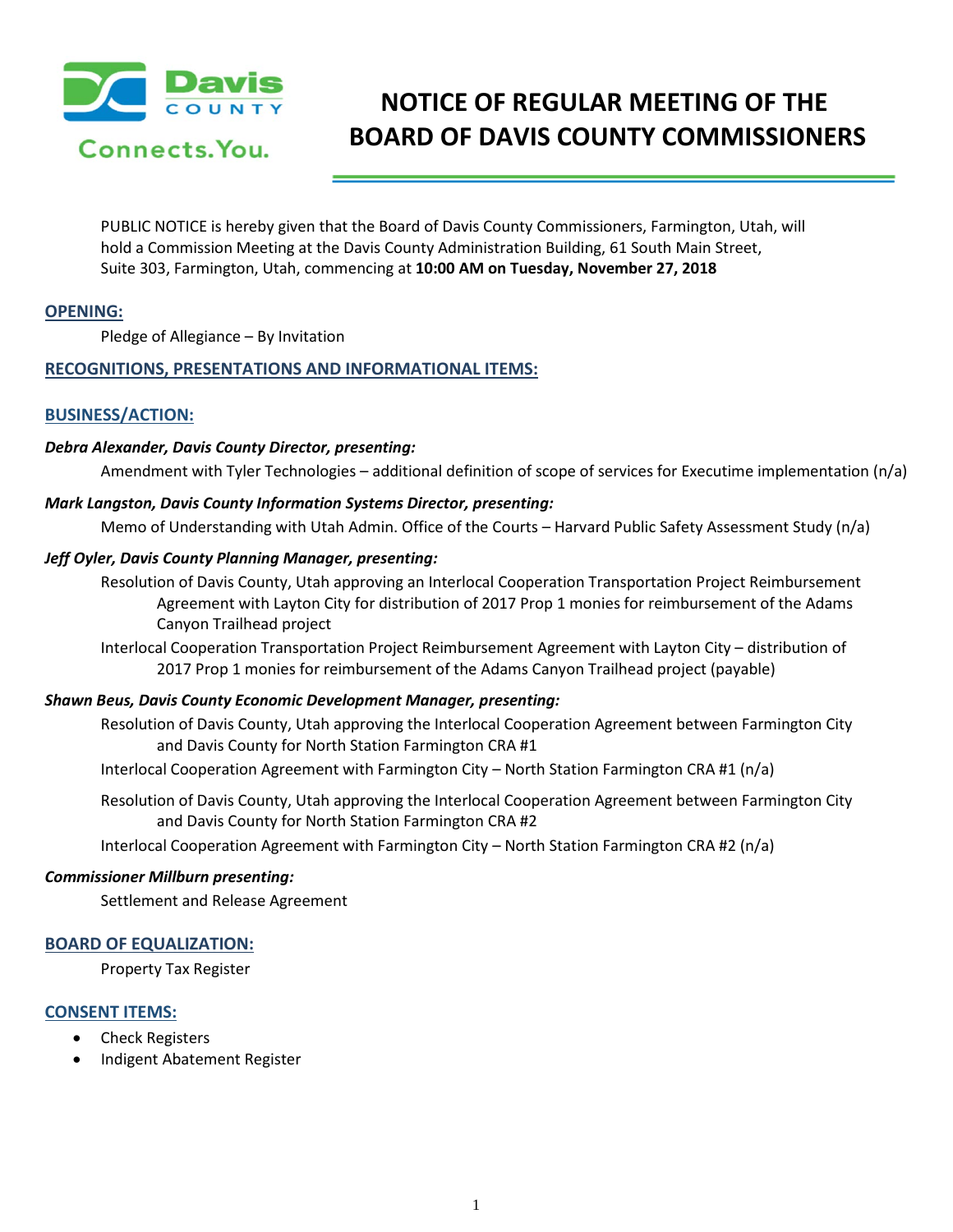# NOTICE OF REGULAR MEETING OF THE BOARD OF DAVIS COUNTY COMMISSIONERS

PUBLIC NOTICE is hereby given that the Board of Davis County Commissioners, Farmington, Utah, will hold a Commission Meeting at the Davis County Administration Building, 61 South Main Street, Suite 303, Farmington, Utah, commencing at **10:00 AM on Tuesday, November 27, 2018**

## OPENING:

Pledge of Allegiance – By Invitation

## RECOGNITIONS, PRESENTATIONS AND INFORMATIONAL ITEMS:

## BUSINESS/ACTION:

***Debra Alexander, Davis County Director, presenting:***

Amendment with Tyler Technologies – additional definition of scope of services for Executime implementation (n/a)

***Mark Langston, Davis County Information Systems Director, presenting:***

Memo of Understanding with Utah Admin. Office of the Courts – Harvard Public Safety Assessment Study (n/a)

***Jeff Oyler, Davis County Planning Manager, presenting:***

Resolution of Davis County, Utah approving an Interlocal Cooperation Transportation Project Reimbursement Agreement with Layton City for distribution of 2017 Prop 1 monies for reimbursement of the Adams Canyon Trailhead project

Interlocal Cooperation Transportation Project Reimbursement Agreement with Layton City – distribution of 2017 Prop 1 monies for reimbursement of the Adams Canyon Trailhead project (payable)

***Shawn Beus, Davis County Economic Development Manager, presenting:***

Resolution of Davis County, Utah approving the Interlocal Cooperation Agreement between Farmington City and Davis County for North Station Farmington CRA #1

Interlocal Cooperation Agreement with Farmington City – North Station Farmington CRA #1 (n/a)

Resolution of Davis County, Utah approving the Interlocal Cooperation Agreement between Farmington City and Davis County for North Station Farmington CRA #2

Interlocal Cooperation Agreement with Farmington City – North Station Farmington CRA #2 (n/a)

***Commissioner Millburn presenting:***

Settlement and Release Agreement

## BOARD OF EQUALIZATION:

Property Tax Register

## CONSENT ITEMS:

- Check Registers
- Indigent Abatement Register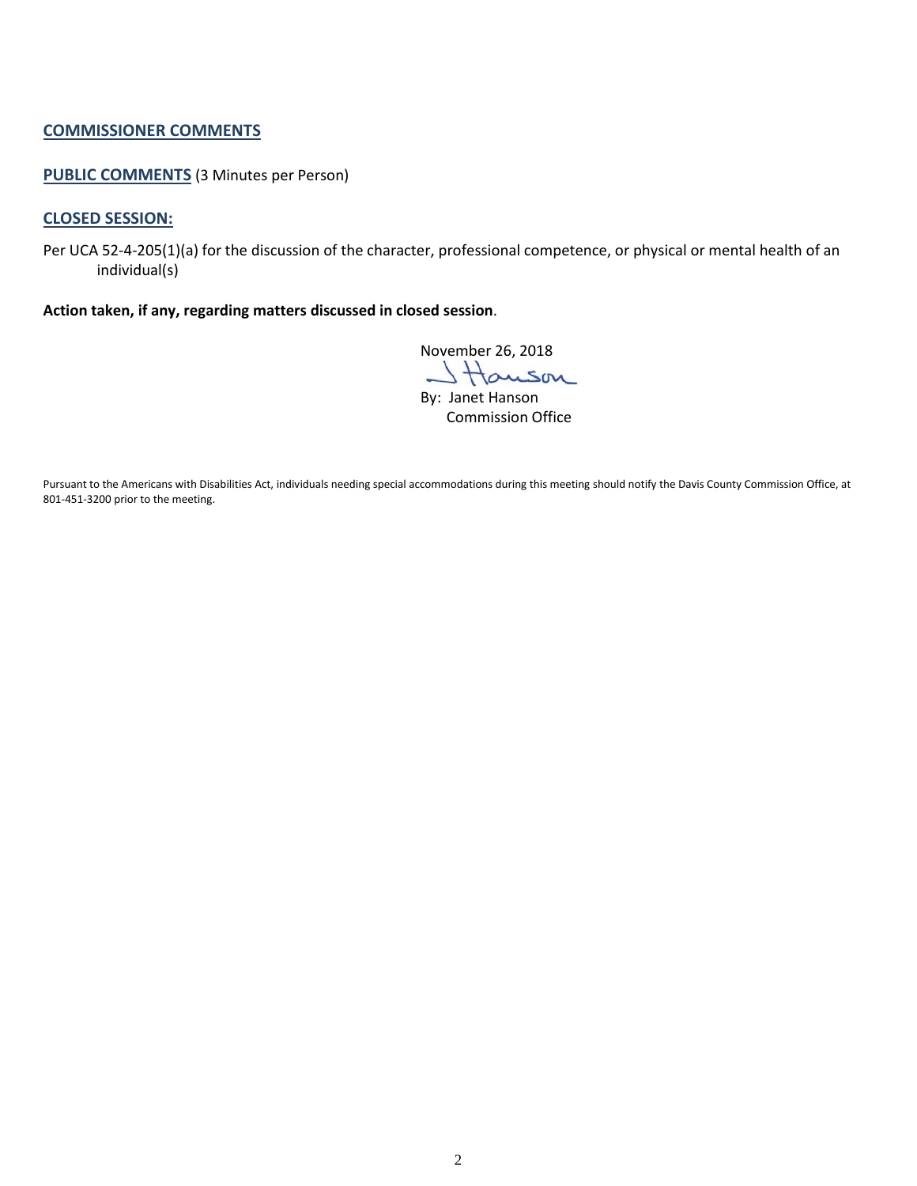## COMMISSIONER COMMENTS

**PUBLIC COMMENTS** (3 Minutes per Person)

## CLOSED SESSION:

Per UCA 52-4-205(1)(a) for the discussion of the character, professional competence, or physical or mental health of an individual(s)

**Action taken, if any, regarding matters discussed in closed session**.

November 26, 2018

J Hanson

By: Janet Hanson
Commission Office

Pursuant to the Americans with Disabilities Act, individuals needing special accommodations during this meeting should notify the Davis County Commission Office, at 801-451-3200 prior to the meeting.